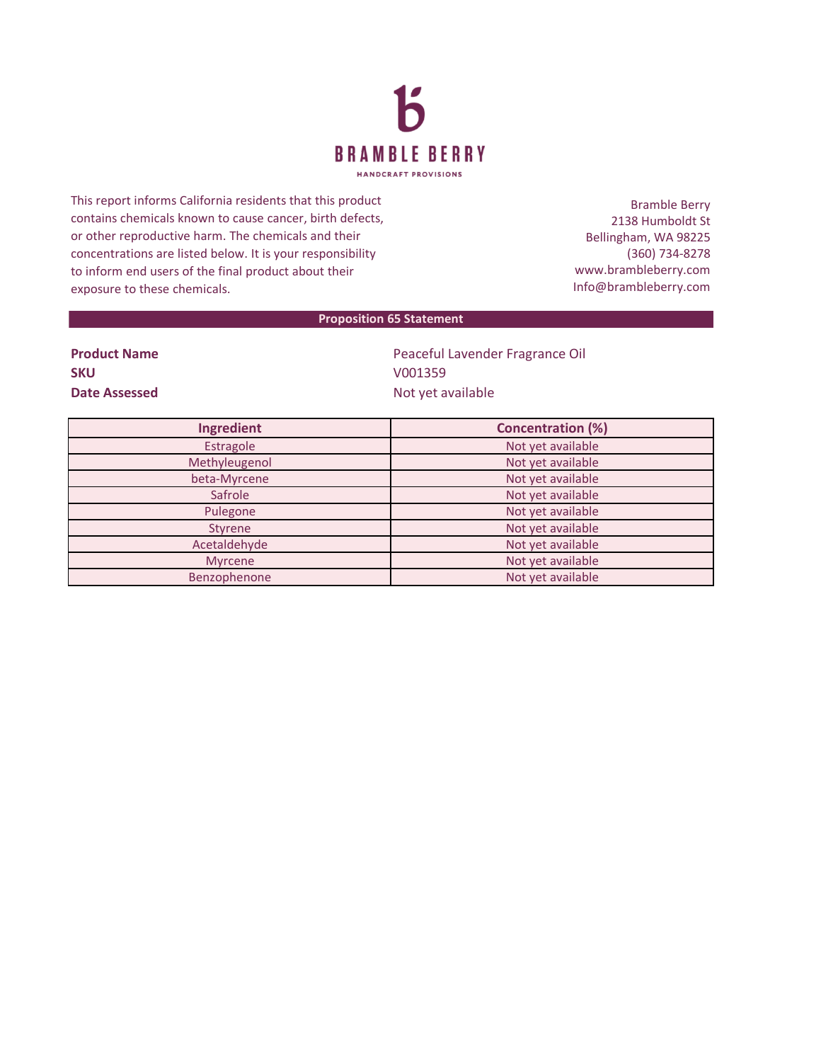**BRAMBLE BERRY**

HANDCRAFT PROVISIONS

This report informs California residents that this product contains chemicals known to cause cancer, birth defects, or other reproductive harm. The chemicals and their concentrations are listed below. It is your responsibility to inform end users of the final product about their exposure to these chemicals.

Bramble Berry
2138 Humboldt St
Bellingham, WA 98225
(360) 734-8278
www.brambleberry.com
Info@brambleberry.com

## Proposition 65 Statement

**Product Name** Peaceful Lavender Fragrance Oil
**SKU** V001359
**Date Assessed** Not yet available

| Ingredient | Concentration (%) |
|---|---|
| Estragole | Not yet available |
| Methyleugenol | Not yet available |
| beta-Myrcene | Not yet available |
| Safrole | Not yet available |
| Pulegone | Not yet available |
| Styrene | Not yet available |
| Acetaldehyde | Not yet available |
| Myrcene | Not yet available |
| Benzophenone | Not yet available |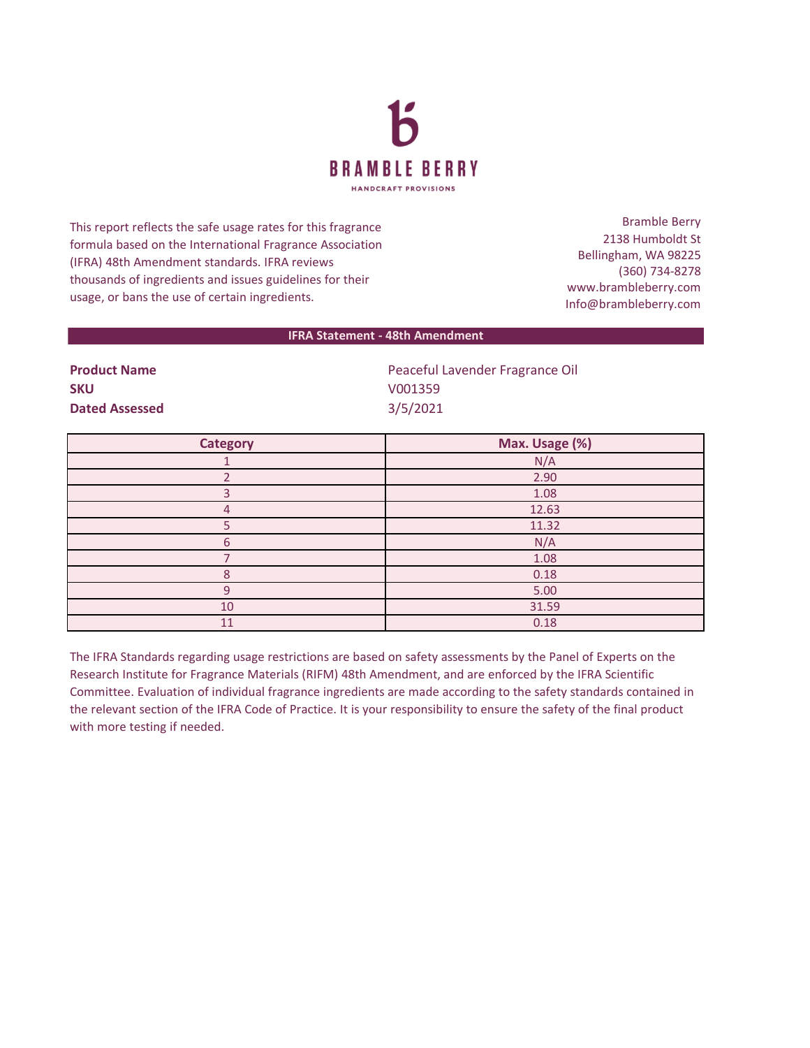# BRAMBLE BERRY

HANDCRAFT PROVISIONS

This report reflects the safe usage rates for this fragrance formula based on the International Fragrance Association (IFRA) 48th Amendment standards. IFRA reviews thousands of ingredients and issues guidelines for their usage, or bans the use of certain ingredients.

Bramble Berry
2138 Humboldt St
Bellingham, WA 98225
(360) 734-8278
www.brambleberry.com
Info@brambleberry.com

## IFRA Statement - 48th Amendment

**Product Name** Peaceful Lavender Fragrance Oil
**SKU** V001359
**Dated Assessed** 3/5/2021

| Category | Max. Usage (%) |
|---|---|
| 1 | N/A |
| 2 | 2.90 |
| 3 | 1.08 |
| 4 | 12.63 |
| 5 | 11.32 |
| 6 | N/A |
| 7 | 1.08 |
| 8 | 0.18 |
| 9 | 5.00 |
| 10 | 31.59 |
| 11 | 0.18 |

The IFRA Standards regarding usage restrictions are based on safety assessments by the Panel of Experts on the Research Institute for Fragrance Materials (RIFM) 48th Amendment, and are enforced by the IFRA Scientific Committee. Evaluation of individual fragrance ingredients are made according to the safety standards contained in the relevant section of the IFRA Code of Practice. It is your responsibility to ensure the safety of the final product with more testing if needed.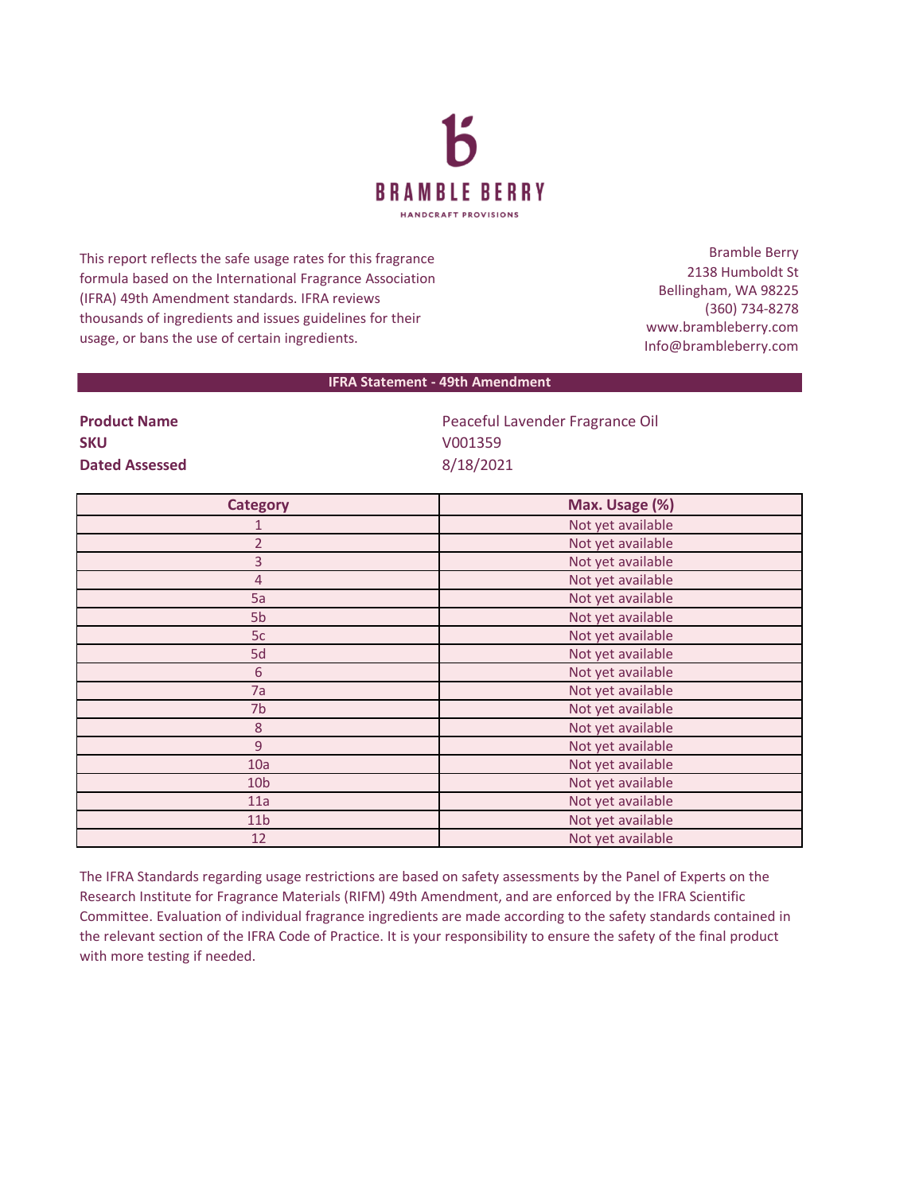# BRAMBLE BERRY

HANDCRAFT PROVISIONS

This report reflects the safe usage rates for this fragrance formula based on the International Fragrance Association (IFRA) 49th Amendment standards. IFRA reviews thousands of ingredients and issues guidelines for their usage, or bans the use of certain ingredients.

Bramble Berry
2138 Humboldt St
Bellingham, WA 98225
(360) 734-8278
www.brambleberry.com
Info@brambleberry.com

## IFRA Statement - 49th Amendment

**Product Name** Peaceful Lavender Fragrance Oil
**SKU** V001359
**Dated Assessed** 8/18/2021

| Category | Max. Usage (%) |
|---|---|
| 1 | Not yet available |
| 2 | Not yet available |
| 3 | Not yet available |
| 4 | Not yet available |
| 5a | Not yet available |
| 5b | Not yet available |
| 5c | Not yet available |
| 5d | Not yet available |
| 6 | Not yet available |
| 7a | Not yet available |
| 7b | Not yet available |
| 8 | Not yet available |
| 9 | Not yet available |
| 10a | Not yet available |
| 10b | Not yet available |
| 11a | Not yet available |
| 11b | Not yet available |
| 12 | Not yet available |

The IFRA Standards regarding usage restrictions are based on safety assessments by the Panel of Experts on the Research Institute for Fragrance Materials (RIFM) 49th Amendment, and are enforced by the IFRA Scientific Committee. Evaluation of individual fragrance ingredients are made according to the safety standards contained in the relevant section of the IFRA Code of Practice. It is your responsibility to ensure the safety of the final product with more testing if needed.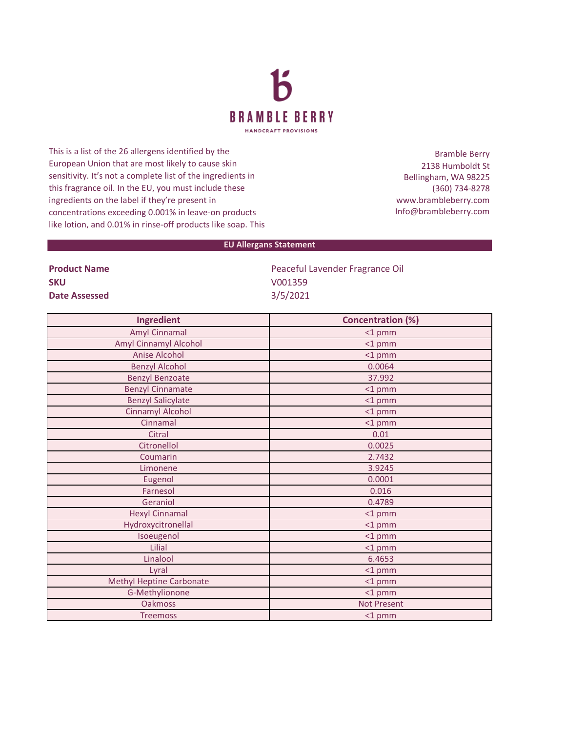**BRAMBLE BERRY**

HANDCRAFT PROVISIONS

This is a list of the 26 allergens identified by the European Union that are most likely to cause skin sensitivity. It's not a complete list of the ingredients in this fragrance oil. In the EU, you must include these ingredients on the label if they're present in concentrations exceeding 0.001% in leave-on products like lotion, and 0.01% in rinse-off products like soap. This

Bramble Berry
2138 Humboldt St
Bellingham, WA 98225
(360) 734-8278
www.brambleberry.com
Info@brambleberry.com

## EU Allergans Statement

| | |
|---|---|
| **Product Name** | Peaceful Lavender Fragrance Oil |
| **SKU** | V001359 |
| **Date Assessed** | 3/5/2021 |

| Ingredient | Concentration (%) |
|---|---|
| Amyl Cinnamal | <1 pmm |
| Amyl Cinnamyl Alcohol | <1 pmm |
| Anise Alcohol | <1 pmm |
| Benzyl Alcohol | 0.0064 |
| Benzyl Benzoate | 37.992 |
| Benzyl Cinnamate | <1 pmm |
| Benzyl Salicylate | <1 pmm |
| Cinnamyl Alcohol | <1 pmm |
| Cinnamal | <1 pmm |
| Citral | 0.01 |
| Citronellol | 0.0025 |
| Coumarin | 2.7432 |
| Limonene | 3.9245 |
| Eugenol | 0.0001 |
| Farnesol | 0.016 |
| Geraniol | 0.4789 |
| Hexyl Cinnamal | <1 pmm |
| Hydroxycitronellal | <1 pmm |
| Isoeugenol | <1 pmm |
| Lilial | <1 pmm |
| Linalool | 6.4653 |
| Lyral | <1 pmm |
| Methyl Heptine Carbonate | <1 pmm |
| G-Methylionone | <1 pmm |
| Oakmoss | Not Present |
| Treemoss | <1 pmm |